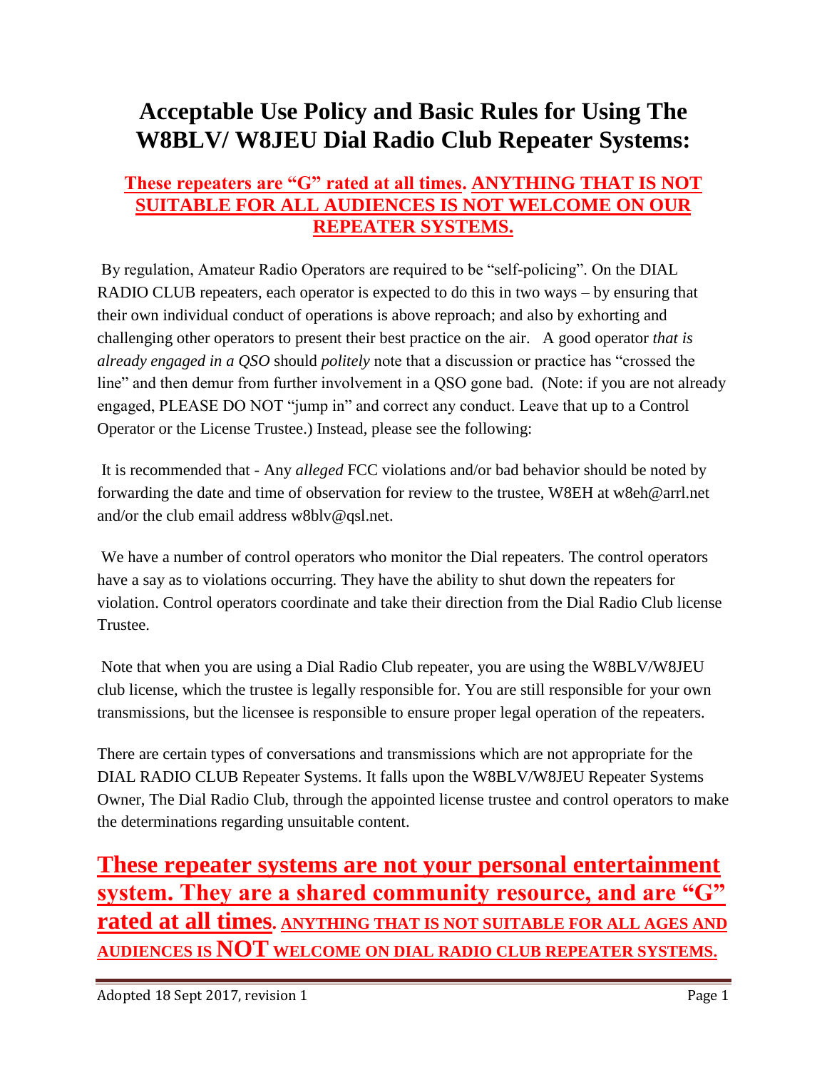# Acceptable Use Policy and Basic Rules for Using The W8BLV/ W8JEU Dial Radio Club Repeater Systems:

**These repeaters are "G" rated at all times. ANYTHING THAT IS NOT SUITABLE FOR ALL AUDIENCES IS NOT WELCOME ON OUR REPEATER SYSTEMS.**

By regulation, Amateur Radio Operators are required to be "self-policing". On the DIAL RADIO CLUB repeaters, each operator is expected to do this in two ways – by ensuring that their own individual conduct of operations is above reproach; and also by exhorting and challenging other operators to present their best practice on the air. A good operator *that is already engaged in a QSO* should *politely* note that a discussion or practice has "crossed the line" and then demur from further involvement in a QSO gone bad. (Note: if you are not already engaged, PLEASE DO NOT "jump in" and correct any conduct. Leave that up to a Control Operator or the License Trustee.) Instead, please see the following:

It is recommended that - Any *alleged* FCC violations and/or bad behavior should be noted by forwarding the date and time of observation for review to the trustee, W8EH at w8eh@arrl.net and/or the club email address w8blv@qsl.net.

We have a number of control operators who monitor the Dial repeaters. The control operators have a say as to violations occurring. They have the ability to shut down the repeaters for violation. Control operators coordinate and take their direction from the Dial Radio Club license Trustee.

Note that when you are using a Dial Radio Club repeater, you are using the W8BLV/W8JEU club license, which the trustee is legally responsible for. You are still responsible for your own transmissions, but the licensee is responsible to ensure proper legal operation of the repeaters.

There are certain types of conversations and transmissions which are not appropriate for the DIAL RADIO CLUB Repeater Systems. It falls upon the W8BLV/W8JEU Repeater Systems Owner, The Dial Radio Club, through the appointed license trustee and control operators to make the determinations regarding unsuitable content.

**These repeater systems are not your personal entertainment system. They are a shared community resource, and are "G" rated at all times. ANYTHING THAT IS NOT SUITABLE FOR ALL AGES AND AUDIENCES IS NOT WELCOME ON DIAL RADIO CLUB REPEATER SYSTEMS.**

Adopted 18 Sept 2017, revision 1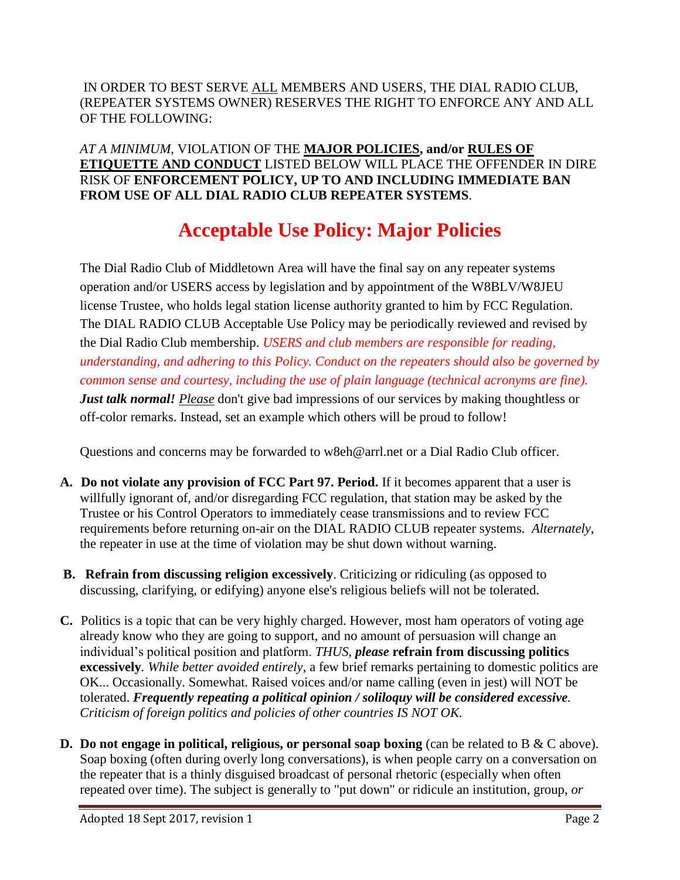IN ORDER TO BEST SERVE <u>ALL</u> MEMBERS AND USERS, THE DIAL RADIO CLUB, (REPEATER SYSTEMS OWNER) RESERVES THE RIGHT TO ENFORCE ANY AND ALL OF THE FOLLOWING:

*AT A MINIMUM*, VIOLATION OF THE **<u>MAJOR POLICIES</u>, and/or <u>RULES OF ETIQUETTE AND CONDUCT</u>** LISTED BELOW WILL PLACE THE OFFENDER IN DIRE RISK OF **ENFORCEMENT POLICY, UP TO AND INCLUDING IMMEDIATE BAN FROM USE OF ALL DIAL RADIO CLUB REPEATER SYSTEMS**.

# Acceptable Use Policy: Major Policies

The Dial Radio Club of Middletown Area will have the final say on any repeater systems operation and/or USERS access by legislation and by appointment of the W8BLV/W8JEU license Trustee, who holds legal station license authority granted to him by FCC Regulation. The DIAL RADIO CLUB Acceptable Use Policy may be periodically reviewed and revised by the Dial Radio Club membership. *USERS and club members are responsible for reading, understanding, and adhering to this Policy. Conduct on the repeaters should also be governed by common sense and courtesy, including the use of plain language (technical acronyms are fine).* ***Just talk normal!*** *<u>Please</u>* don't give bad impressions of our services by making thoughtless or off-color remarks. Instead, set an example which others will be proud to follow!

Questions and concerns may be forwarded to w8eh@arrl.net or a Dial Radio Club officer.

**A. Do not violate any provision of FCC Part 97. Period.** If it becomes apparent that a user is willfully ignorant of, and/or disregarding FCC regulation, that station may be asked by the Trustee or his Control Operators to immediately cease transmissions and to review FCC requirements before returning on-air on the DIAL RADIO CLUB repeater systems. *Alternately*, the repeater in use at the time of violation may be shut down without warning.

**B. Refrain from discussing religion excessively**. Criticizing or ridiculing (as opposed to discussing, clarifying, or edifying) anyone else's religious beliefs will not be tolerated.

**C.** Politics is a topic that can be very highly charged. However, most ham operators of voting age already know who they are going to support, and no amount of persuasion will change an individual's political position and platform. *THUS,* ***please*** **refrain from discussing politics excessively**. *While better avoided entirely*, a few brief remarks pertaining to domestic politics are OK... Occasionally. Somewhat. Raised voices and/or name calling (even in jest) will NOT be tolerated. ***Frequently repeating a political opinion / soliloquy will be considered excessive.*** *Criticism of foreign politics and policies of other countries IS NOT OK.*

**D. Do not engage in political, religious, or personal soap boxing** (can be related to B & C above). Soap boxing (often during overly long conversations), is when people carry on a conversation on the repeater that is a thinly disguised broadcast of personal rhetoric (especially when often repeated over time). The subject is generally to "put down" or ridicule an institution, group, *or*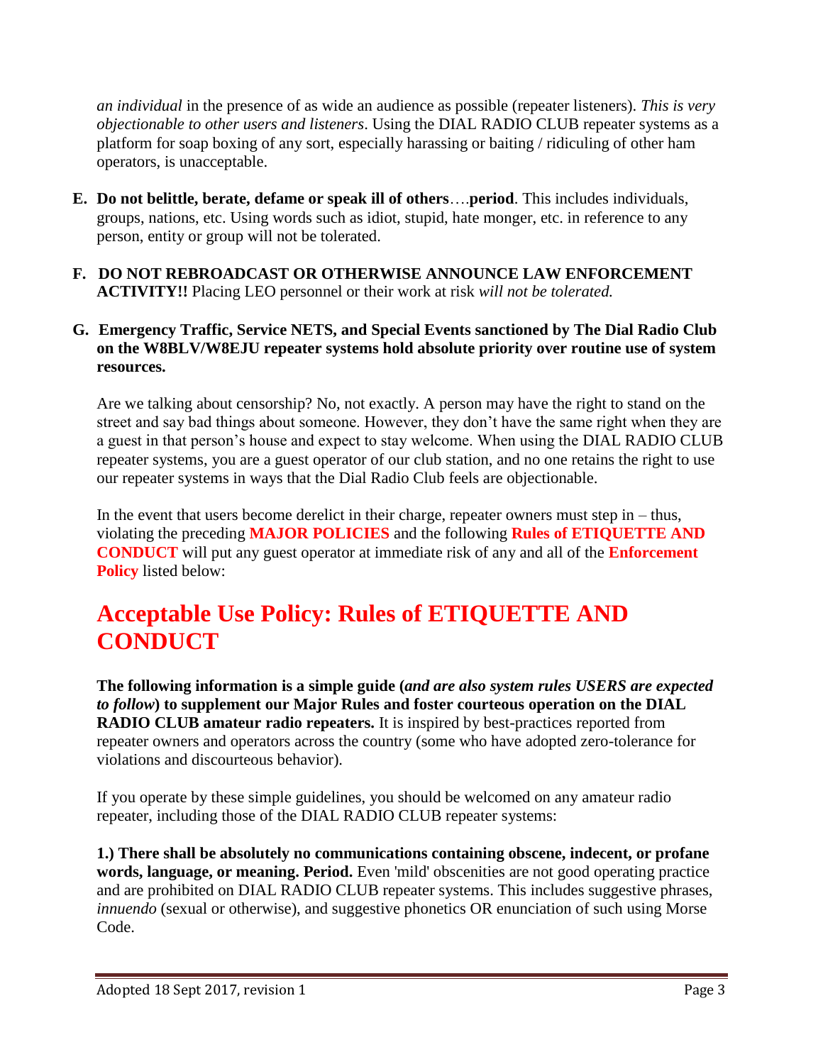*an individual* in the presence of as wide an audience as possible (repeater listeners). *This is very objectionable to other users and listeners*. Using the DIAL RADIO CLUB repeater systems as a platform for soap boxing of any sort, especially harassing or baiting / ridiculing of other ham operators, is unacceptable.

**E. Do not belittle, berate, defame or speak ill of others**….**period**. This includes individuals, groups, nations, etc. Using words such as idiot, stupid, hate monger, etc. in reference to any person, entity or group will not be tolerated.

**F. DO NOT REBROADCAST OR OTHERWISE ANNOUNCE LAW ENFORCEMENT ACTIVITY!!** Placing LEO personnel or their work at risk *will not be tolerated.*

**G. Emergency Traffic, Service NETS, and Special Events sanctioned by The Dial Radio Club on the W8BLV/W8EJU repeater systems hold absolute priority over routine use of system resources.**

Are we talking about censorship? No, not exactly. A person may have the right to stand on the street and say bad things about someone. However, they don't have the same right when they are a guest in that person's house and expect to stay welcome. When using the DIAL RADIO CLUB repeater systems, you are a guest operator of our club station, and no one retains the right to use our repeater systems in ways that the Dial Radio Club feels are objectionable.

In the event that users become derelict in their charge, repeater owners must step in – thus, violating the preceding **MAJOR POLICIES** and the following **Rules of ETIQUETTE AND CONDUCT** will put any guest operator at immediate risk of any and all of the **Enforcement Policy** listed below:

# Acceptable Use Policy: Rules of ETIQUETTE AND CONDUCT

**The following information is a simple guide (*and are also system rules USERS are expected to follow*) to supplement our Major Rules and foster courteous operation on the DIAL RADIO CLUB amateur radio repeaters.** It is inspired by best-practices reported from repeater owners and operators across the country (some who have adopted zero-tolerance for violations and discourteous behavior).

If you operate by these simple guidelines, you should be welcomed on any amateur radio repeater, including those of the DIAL RADIO CLUB repeater systems:

**1.) There shall be absolutely no communications containing obscene, indecent, or profane words, language, or meaning. Period.** Even 'mild' obscenities are not good operating practice and are prohibited on DIAL RADIO CLUB repeater systems. This includes suggestive phrases, *innuendo* (sexual or otherwise), and suggestive phonetics OR enunciation of such using Morse Code.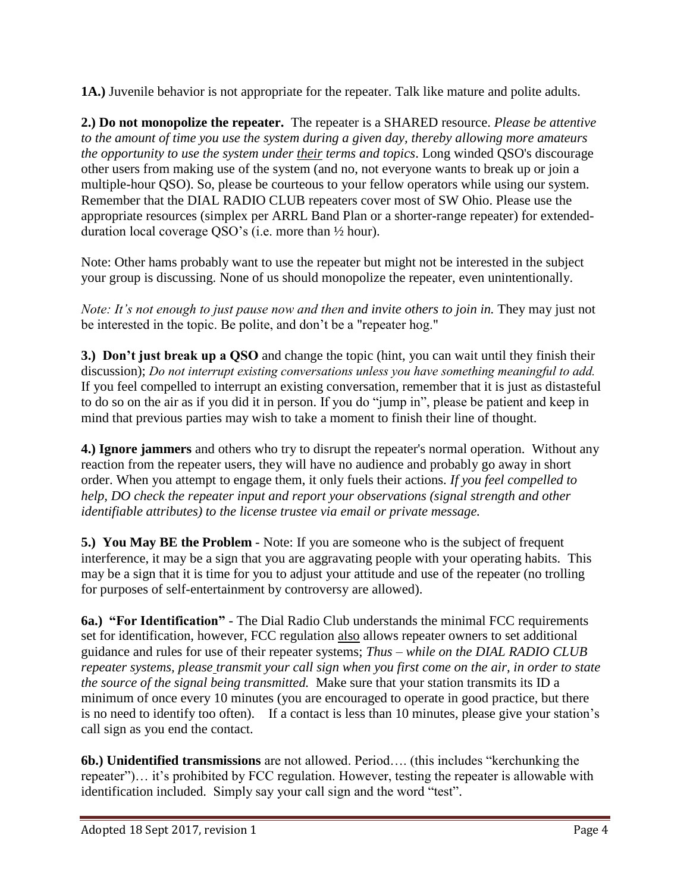**1A.)** Juvenile behavior is not appropriate for the repeater. Talk like mature and polite adults.

**2.) Do not monopolize the repeater.** The repeater is a SHARED resource. *Please be attentive to the amount of time you use the system during a given day, thereby allowing more amateurs the opportunity to use the system under their terms and topics*. Long winded QSO's discourage other users from making use of the system (and no, not everyone wants to break up or join a multiple-hour QSO). So, please be courteous to your fellow operators while using our system. Remember that the DIAL RADIO CLUB repeaters cover most of SW Ohio. Please use the appropriate resources (simplex per ARRL Band Plan or a shorter-range repeater) for extended-duration local coverage QSO's (i.e. more than ½ hour).

Note: Other hams probably want to use the repeater but might not be interested in the subject your group is discussing. None of us should monopolize the repeater, even unintentionally.

*Note: It's not enough to just pause now and then and invite others to join in.* They may just not be interested in the topic. Be polite, and don't be a "repeater hog."

**3.) Don't just break up a QSO** and change the topic (hint, you can wait until they finish their discussion); *Do not interrupt existing conversations unless you have something meaningful to add.* If you feel compelled to interrupt an existing conversation, remember that it is just as distasteful to do so on the air as if you did it in person. If you do "jump in", please be patient and keep in mind that previous parties may wish to take a moment to finish their line of thought.

**4.) Ignore jammers** and others who try to disrupt the repeater's normal operation. Without any reaction from the repeater users, they will have no audience and probably go away in short order. When you attempt to engage them, it only fuels their actions. *If you feel compelled to help, DO check the repeater input and report your observations (signal strength and other identifiable attributes) to the license trustee via email or private message.*

**5.) You May BE the Problem** - Note: If you are someone who is the subject of frequent interference, it may be a sign that you are aggravating people with your operating habits. This may be a sign that it is time for you to adjust your attitude and use of the repeater (no trolling for purposes of self-entertainment by controversy are allowed).

**6a.) "For Identification"** - The Dial Radio Club understands the minimal FCC requirements set for identification, however, FCC regulation also allows repeater owners to set additional guidance and rules for use of their repeater systems; *Thus – while on the DIAL RADIO CLUB repeater systems, please transmit your call sign when you first come on the air, in order to state the source of the signal being transmitted.* Make sure that your station transmits its ID a minimum of once every 10 minutes (you are encouraged to operate in good practice, but there is no need to identify too often). If a contact is less than 10 minutes, please give your station's call sign as you end the contact.

**6b.) Unidentified transmissions** are not allowed. Period…. (this includes "kerchunking the repeater")… it's prohibited by FCC regulation. However, testing the repeater is allowable with identification included. Simply say your call sign and the word "test".

Adopted 18 Sept 2017, revision 1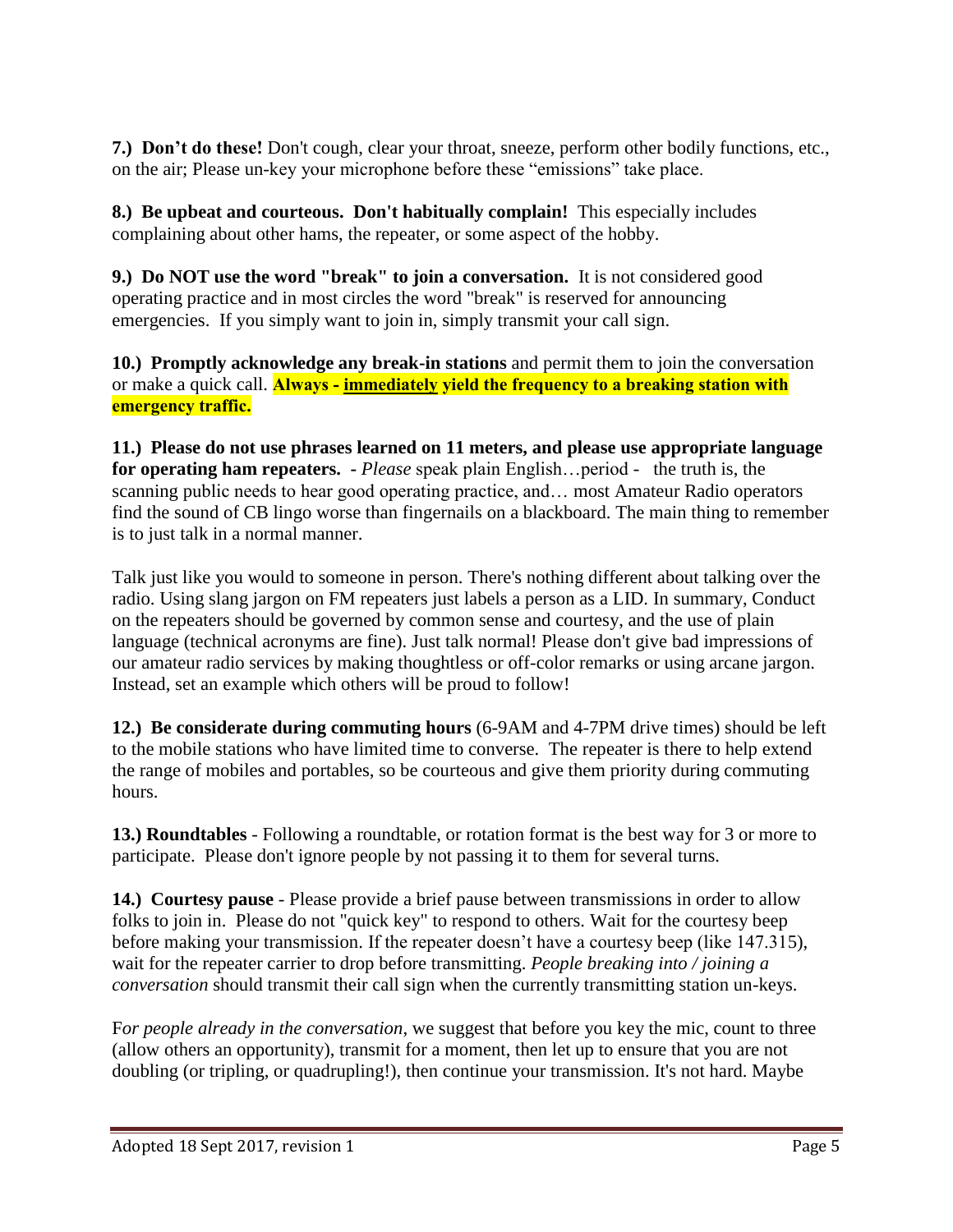**7.) Don't do these!** Don't cough, clear your throat, sneeze, perform other bodily functions, etc., on the air; Please un-key your microphone before these "emissions" take place.

**8.) Be upbeat and courteous. Don't habitually complain!** This especially includes complaining about other hams, the repeater, or some aspect of the hobby.

**9.) Do NOT use the word "break" to join a conversation.** It is not considered good operating practice and in most circles the word "break" is reserved for announcing emergencies. If you simply want to join in, simply transmit your call sign.

**10.) Promptly acknowledge any break-in stations** and permit them to join the conversation or make a quick call. **Always - <u>immediately</u> yield the frequency to a breaking station with emergency traffic.**

**11.) Please do not use phrases learned on 11 meters, and please use appropriate language for operating ham repeaters.** - *Please* speak plain English…period - the truth is, the scanning public needs to hear good operating practice, and… most Amateur Radio operators find the sound of CB lingo worse than fingernails on a blackboard. The main thing to remember is to just talk in a normal manner.

Talk just like you would to someone in person. There's nothing different about talking over the radio. Using slang jargon on FM repeaters just labels a person as a LID. In summary, Conduct on the repeaters should be governed by common sense and courtesy, and the use of plain language (technical acronyms are fine). Just talk normal! Please don't give bad impressions of our amateur radio services by making thoughtless or off-color remarks or using arcane jargon. Instead, set an example which others will be proud to follow!

**12.) Be considerate during commuting hours** (6-9AM and 4-7PM drive times) should be left to the mobile stations who have limited time to converse. The repeater is there to help extend the range of mobiles and portables, so be courteous and give them priority during commuting hours.

**13.) Roundtables** - Following a roundtable, or rotation format is the best way for 3 or more to participate. Please don't ignore people by not passing it to them for several turns.

**14.) Courtesy pause** - Please provide a brief pause between transmissions in order to allow folks to join in. Please do not "quick key" to respond to others. Wait for the courtesy beep before making your transmission. If the repeater doesn't have a courtesy beep (like 147.315), wait for the repeater carrier to drop before transmitting. *People breaking into / joining a conversation* should transmit their call sign when the currently transmitting station un-keys.

F*or people already in the conversation*, we suggest that before you key the mic, count to three (allow others an opportunity), transmit for a moment, then let up to ensure that you are not doubling (or tripling, or quadrupling!), then continue your transmission. It's not hard. Maybe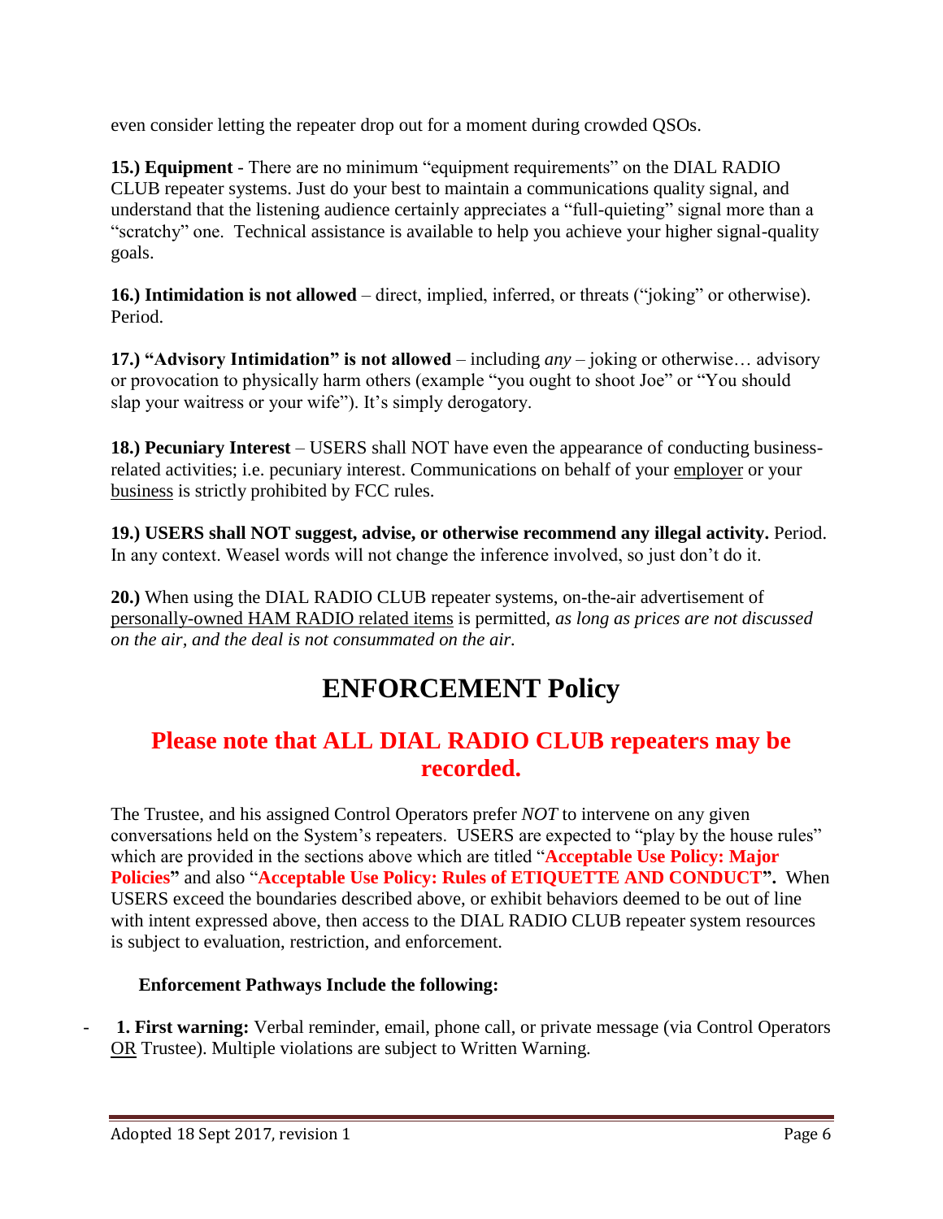even consider letting the repeater drop out for a moment during crowded QSOs.

**15.) Equipment** - There are no minimum "equipment requirements" on the DIAL RADIO CLUB repeater systems. Just do your best to maintain a communications quality signal, and understand that the listening audience certainly appreciates a "full-quieting" signal more than a "scratchy" one. Technical assistance is available to help you achieve your higher signal-quality goals.

**16.) Intimidation is not allowed** – direct, implied, inferred, or threats ("joking" or otherwise). Period.

**17.) "Advisory Intimidation" is not allowed** – including *any* – joking or otherwise… advisory or provocation to physically harm others (example "you ought to shoot Joe" or "You should slap your waitress or your wife"). It's simply derogatory.

**18.) Pecuniary Interest** – USERS shall NOT have even the appearance of conducting business-related activities; i.e. pecuniary interest. Communications on behalf of your <u>employer</u> or your <u>business</u> is strictly prohibited by FCC rules.

**19.) USERS shall NOT suggest, advise, or otherwise recommend any illegal activity.** Period. In any context. Weasel words will not change the inference involved, so just don't do it.

**20.)** When using the DIAL RADIO CLUB repeater systems, on-the-air advertisement of <u>personally-owned HAM RADIO related items</u> is permitted, *as long as prices are not discussed on the air, and the deal is not consummated on the air.*

# ENFORCEMENT Policy

## Please note that ALL DIAL RADIO CLUB repeaters may be recorded.

The Trustee, and his assigned Control Operators prefer *NOT* to intervene on any given conversations held on the System's repeaters. USERS are expected to "play by the house rules" which are provided in the sections above which are titled "**Acceptable Use Policy: Major Policies**" and also "**Acceptable Use Policy: Rules of ETIQUETTE AND CONDUCT**". When USERS exceed the boundaries described above, or exhibit behaviors deemed to be out of line with intent expressed above, then access to the DIAL RADIO CLUB repeater system resources is subject to evaluation, restriction, and enforcement.

**Enforcement Pathways Include the following:**

- **1. First warning:** Verbal reminder, email, phone call, or private message (via Control Operators <u>OR</u> Trustee). Multiple violations are subject to Written Warning.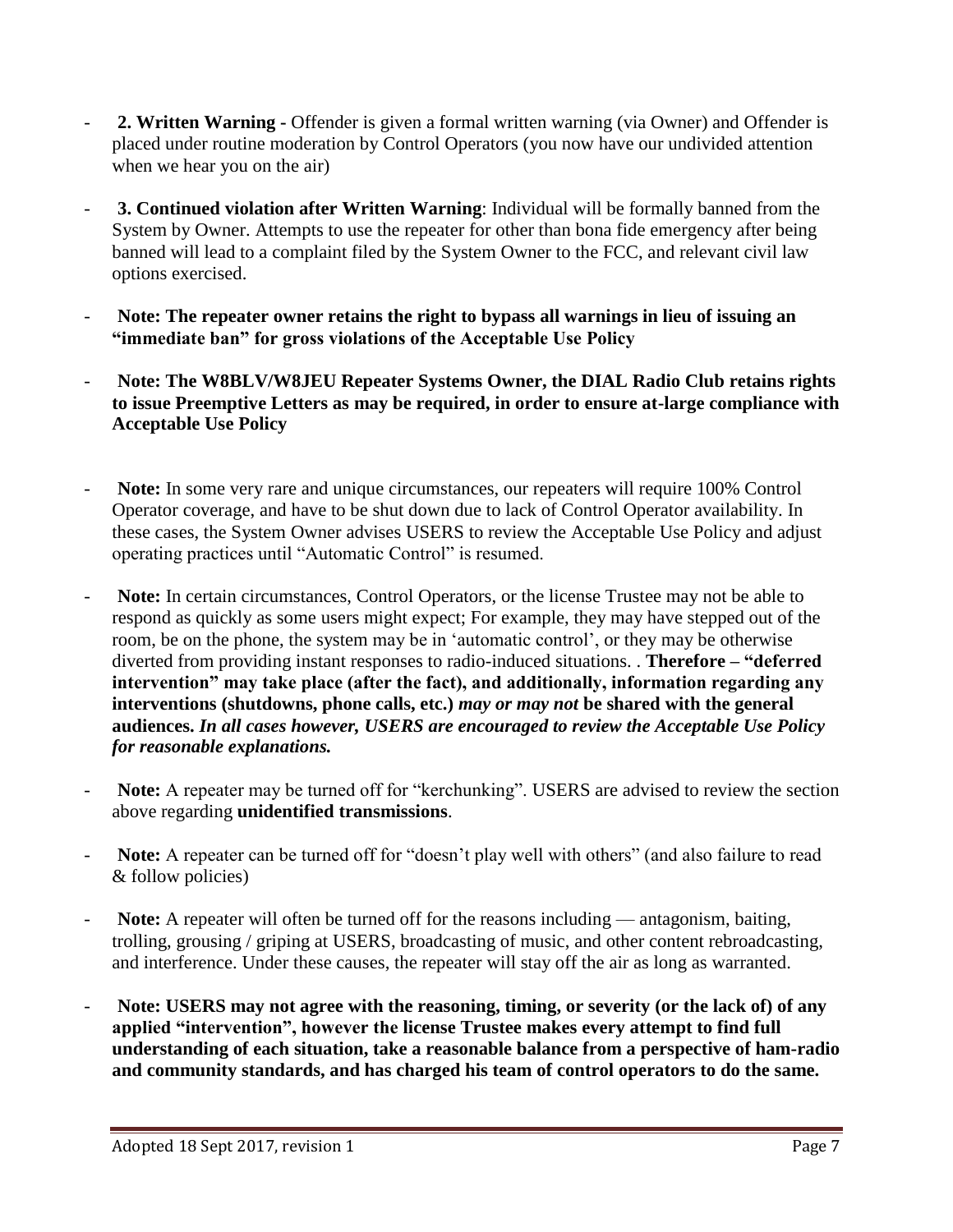- **2. Written Warning -** Offender is given a formal written warning (via Owner) and Offender is placed under routine moderation by Control Operators (you now have our undivided attention when we hear you on the air)
- **3. Continued violation after Written Warning**: Individual will be formally banned from the System by Owner. Attempts to use the repeater for other than bona fide emergency after being banned will lead to a complaint filed by the System Owner to the FCC, and relevant civil law options exercised.
- **Note: The repeater owner retains the right to bypass all warnings in lieu of issuing an "immediate ban" for gross violations of the Acceptable Use Policy**
- **Note: The W8BLV/W8JEU Repeater Systems Owner, the DIAL Radio Club retains rights to issue Preemptive Letters as may be required, in order to ensure at-large compliance with Acceptable Use Policy**
- **Note:** In some very rare and unique circumstances, our repeaters will require 100% Control Operator coverage, and have to be shut down due to lack of Control Operator availability. In these cases, the System Owner advises USERS to review the Acceptable Use Policy and adjust operating practices until "Automatic Control" is resumed.
- **Note:** In certain circumstances, Control Operators, or the license Trustee may not be able to respond as quickly as some users might expect; For example, they may have stepped out of the room, be on the phone, the system may be in 'automatic control', or they may be otherwise diverted from providing instant responses to radio-induced situations. . **Therefore – "deferred intervention" may take place (after the fact), and additionally, information regarding any interventions (shutdowns, phone calls, etc.) *may or may not* be shared with the general audiences. *In all cases however, USERS are encouraged to review the Acceptable Use Policy for reasonable explanations.***
- **Note:** A repeater may be turned off for "kerchunking". USERS are advised to review the section above regarding **unidentified transmissions**.
- **Note:** A repeater can be turned off for "doesn't play well with others" (and also failure to read & follow policies)
- **Note:** A repeater will often be turned off for the reasons including — antagonism, baiting, trolling, grousing / griping at USERS, broadcasting of music, and other content rebroadcasting, and interference. Under these causes, the repeater will stay off the air as long as warranted.
- **Note: USERS may not agree with the reasoning, timing, or severity (or the lack of) of any applied "intervention", however the license Trustee makes every attempt to find full understanding of each situation, take a reasonable balance from a perspective of ham-radio and community standards, and has charged his team of control operators to do the same.**